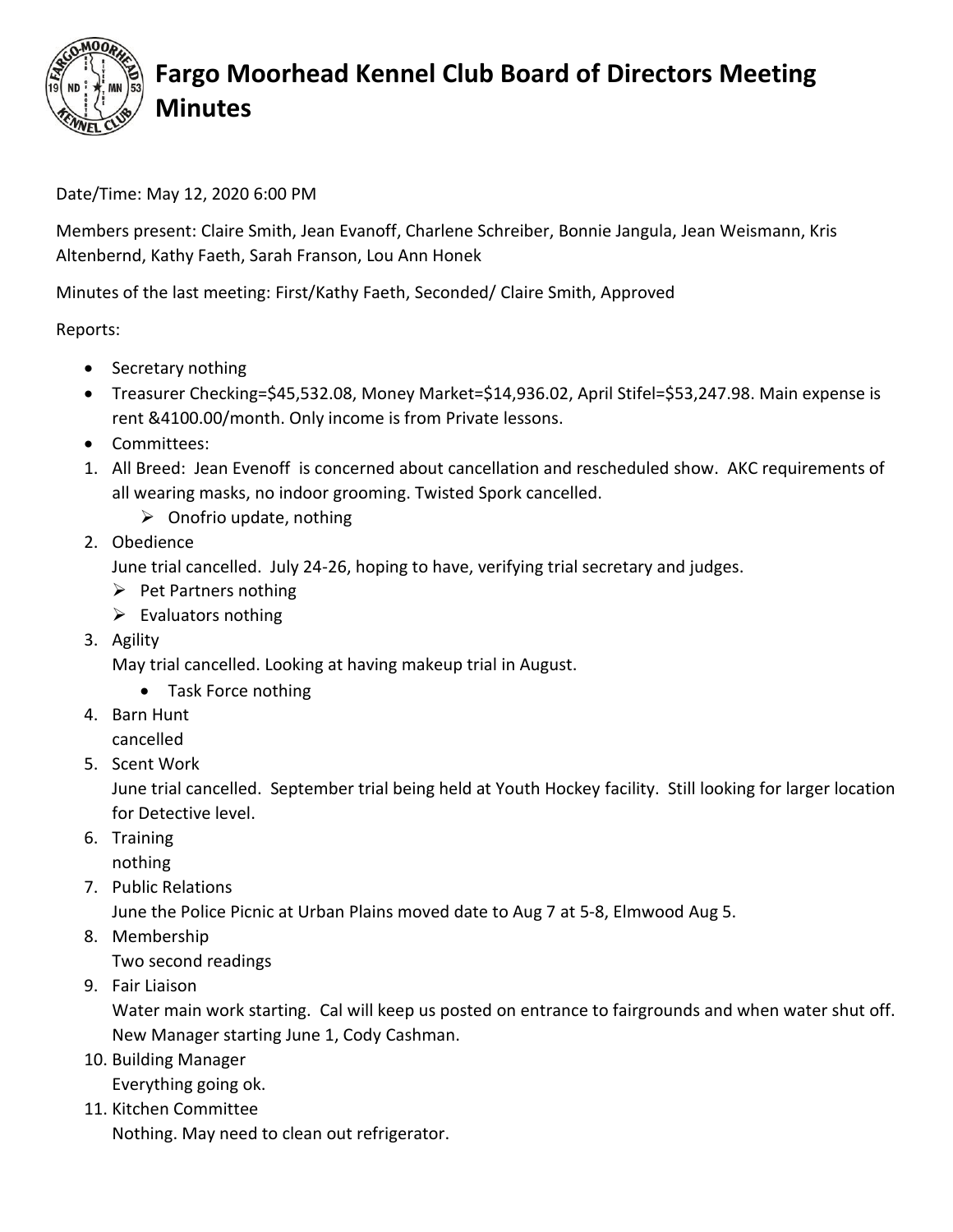# Fargo Moorhead Kennel Club Board of Directors Meeting Minutes

Date/Time: May 12, 2020 6:00 PM

Members present: Claire Smith, Jean Evanoff, Charlene Schreiber, Bonnie Jangula, Jean Weismann, Kris Altenbernd, Kathy Faeth, Sarah Franson, Lou Ann Honek

Minutes of the last meeting: First/Kathy Faeth, Seconded/ Claire Smith, Approved

Reports:

- Secretary nothing
- Treasurer Checking=$45,532.08, Money Market=$14,936.02, April Stifel=$53,247.98. Main expense is rent &4100.00/month. Only income is from Private lessons.
- Committees:

1. All Breed: Jean Evenoff is concerned about cancellation and rescheduled show. AKC requirements of all wearing masks, no indoor grooming. Twisted Spork cancelled.
   - Onofrio update, nothing
2. Obedience
   June trial cancelled. July 24-26, hoping to have, verifying trial secretary and judges.
   - Pet Partners nothing
   - Evaluators nothing
3. Agility
   May trial cancelled. Looking at having makeup trial in August.
   - Task Force nothing
4. Barn Hunt
   cancelled
5. Scent Work
   June trial cancelled. September trial being held at Youth Hockey facility. Still looking for larger location for Detective level.
6. Training
   nothing
7. Public Relations
   June the Police Picnic at Urban Plains moved date to Aug 7 at 5-8, Elmwood Aug 5.
8. Membership
   Two second readings
9. Fair Liaison
   Water main work starting. Cal will keep us posted on entrance to fairgrounds and when water shut off. New Manager starting June 1, Cody Cashman.
10. Building Manager
    Everything going ok.
11. Kitchen Committee
    Nothing. May need to clean out refrigerator.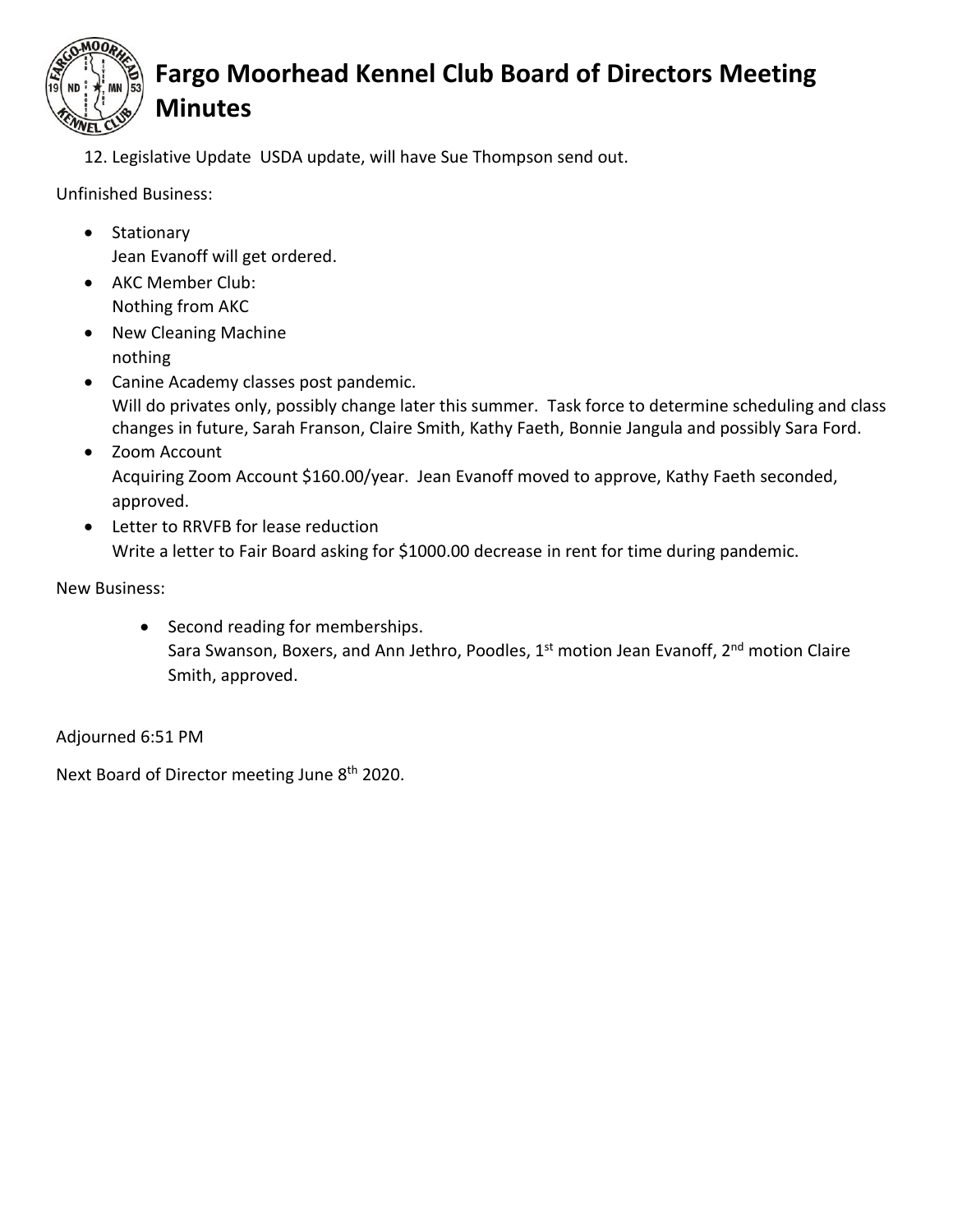# Fargo Moorhead Kennel Club Board of Directors Meeting Minutes

12. Legislative Update USDA update, will have Sue Thompson send out.

Unfinished Business:

- Stationary
  Jean Evanoff will get ordered.
- AKC Member Club:
  Nothing from AKC
- New Cleaning Machine
  nothing
- Canine Academy classes post pandemic.
  Will do privates only, possibly change later this summer. Task force to determine scheduling and class changes in future, Sarah Franson, Claire Smith, Kathy Faeth, Bonnie Jangula and possibly Sara Ford.
- Zoom Account
  Acquiring Zoom Account $160.00/year. Jean Evanoff moved to approve, Kathy Faeth seconded, approved.
- Letter to RRVFB for lease reduction
  Write a letter to Fair Board asking for $1000.00 decrease in rent for time during pandemic.

New Business:

- Second reading for memberships.
  Sara Swanson, Boxers, and Ann Jethro, Poodles, 1st motion Jean Evanoff, 2nd motion Claire Smith, approved.

Adjourned 6:51 PM

Next Board of Director meeting June 8th 2020.